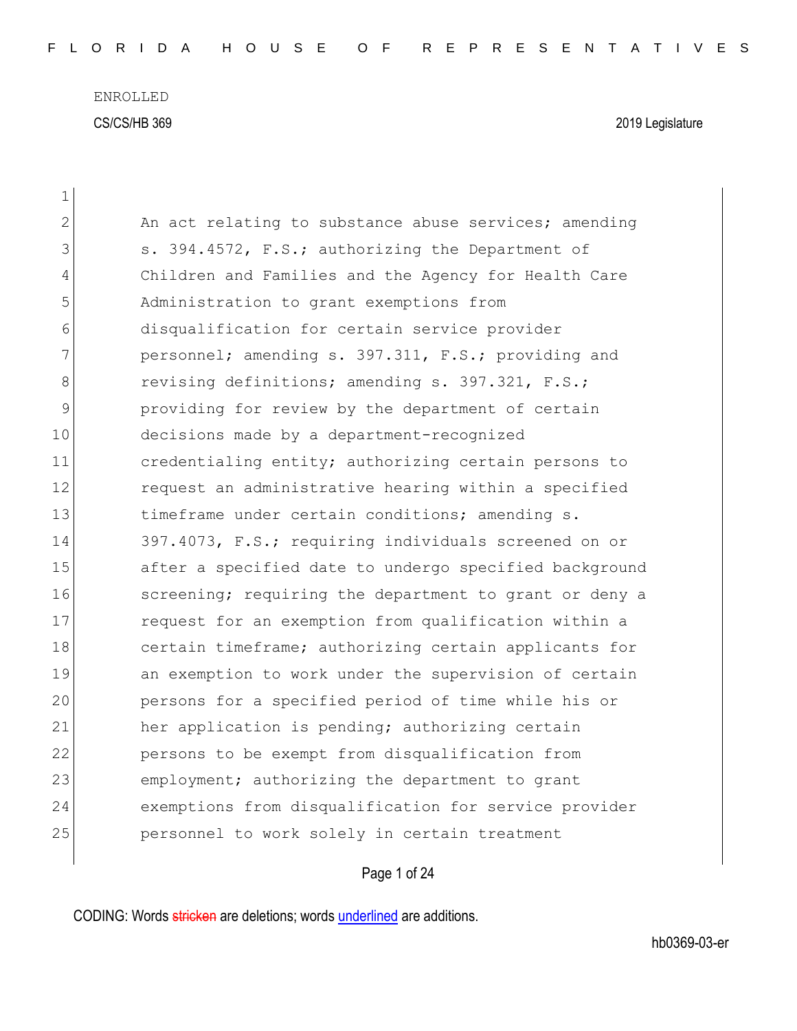ENROLLED

CS/CS/HB 369 2019 Legislature

1

2 An act relating to substance abuse services; amending
3 s. 394.4572, F.S.; authorizing the Department of
4 Children and Families and the Agency for Health Care
5 Administration to grant exemptions from
6 disqualification for certain service provider
7 personnel; amending s. 397.311, F.S.; providing and
8 revising definitions; amending s. 397.321, F.S.;
9 providing for review by the department of certain
10 decisions made by a department-recognized
11 credentialing entity; authorizing certain persons to
12 request an administrative hearing within a specified
13 timeframe under certain conditions; amending s.
14 397.4073, F.S.; requiring individuals screened on or
15 after a specified date to undergo specified background
16 screening; requiring the department to grant or deny a
17 request for an exemption from qualification within a
18 certain timeframe; authorizing certain applicants for
19 an exemption to work under the supervision of certain
20 persons for a specified period of time while his or
21 her application is pending; authorizing certain
22 persons to be exempt from disqualification from
23 employment; authorizing the department to grant
24 exemptions from disqualification for service provider
25 personnel to work solely in certain treatment

CODING: Words stricken are deletions; words underlined are additions.

hb0369-03-er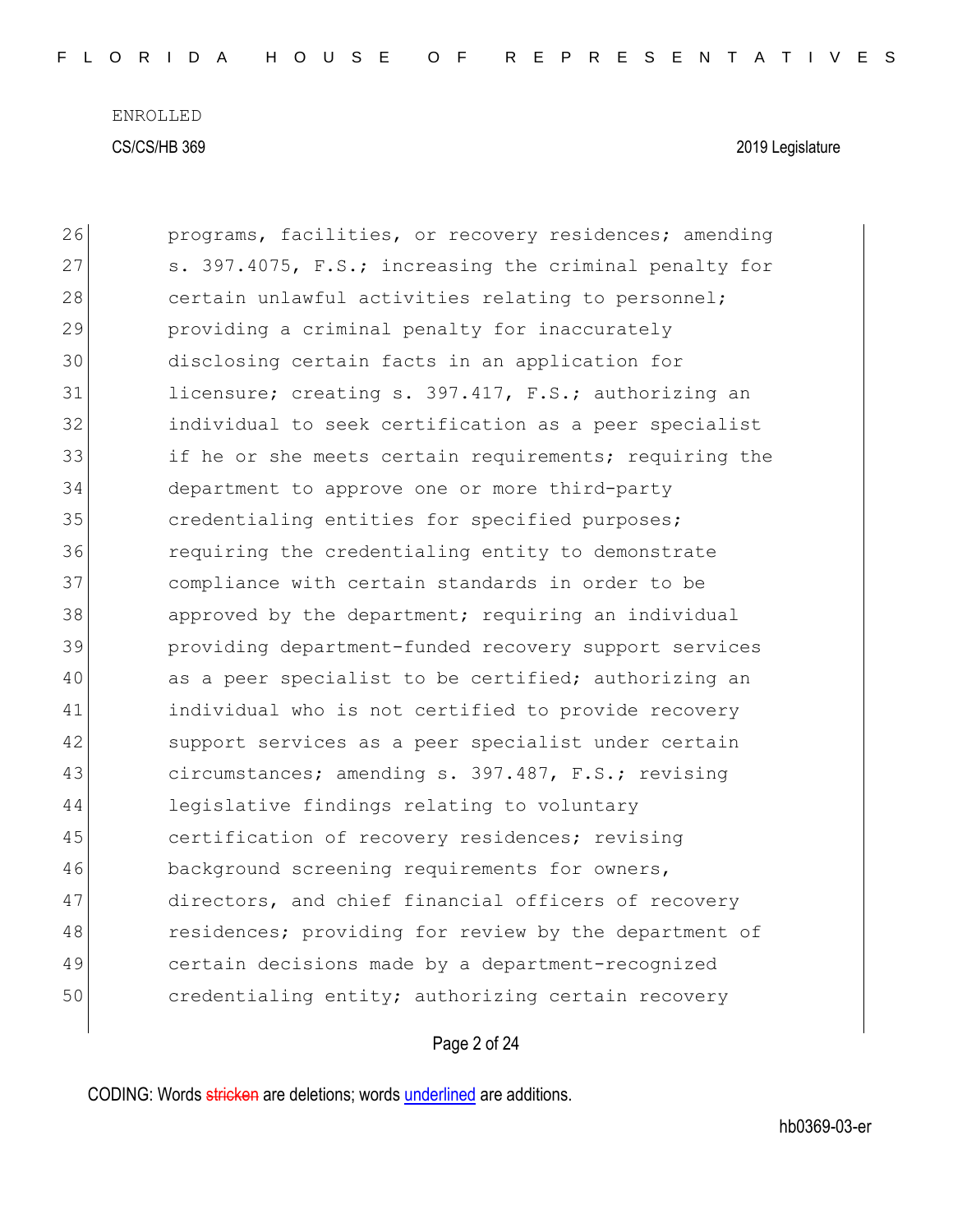26 programs, facilities, or recovery residences; amending
27 s. 397.4075, F.S.; increasing the criminal penalty for
28 certain unlawful activities relating to personnel;
29 providing a criminal penalty for inaccurately
30 disclosing certain facts in an application for
31 licensure; creating s. 397.417, F.S.; authorizing an
32 individual to seek certification as a peer specialist
33 if he or she meets certain requirements; requiring the
34 department to approve one or more third-party
35 credentialing entities for specified purposes;
36 requiring the credentialing entity to demonstrate
37 compliance with certain standards in order to be
38 approved by the department; requiring an individual
39 providing department-funded recovery support services
40 as a peer specialist to be certified; authorizing an
41 individual who is not certified to provide recovery
42 support services as a peer specialist under certain
43 circumstances; amending s. 397.487, F.S.; revising
44 legislative findings relating to voluntary
45 certification of recovery residences; revising
46 background screening requirements for owners,
47 directors, and chief financial officers of recovery
48 residences; providing for review by the department of
49 certain decisions made by a department-recognized
50 credentialing entity; authorizing certain recovery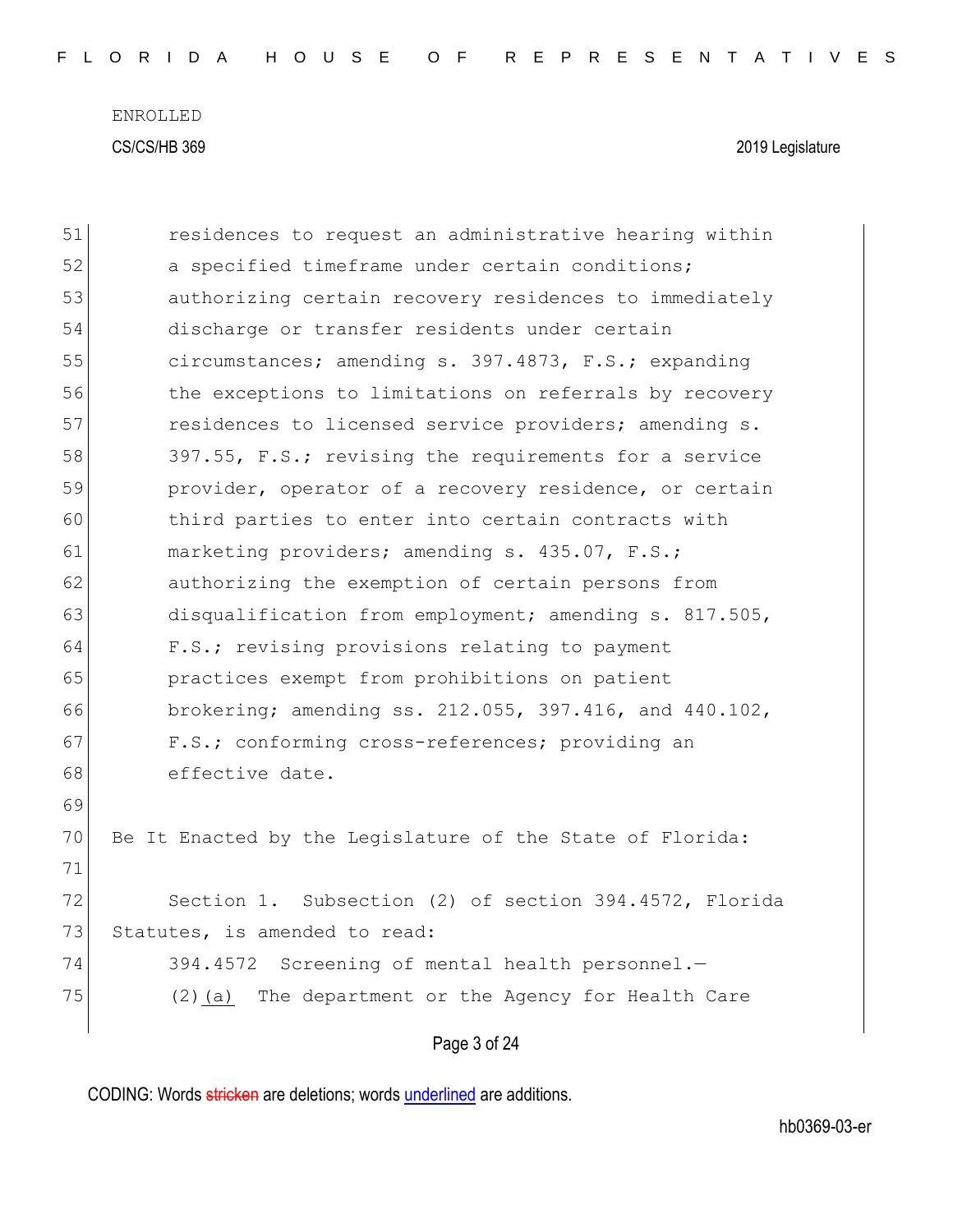residences to request an administrative hearing within a specified timeframe under certain conditions; authorizing certain recovery residences to immediately discharge or transfer residents under certain circumstances; amending s. 397.4873, F.S.; expanding the exceptions to limitations on referrals by recovery residences to licensed service providers; amending s. 397.55, F.S.; revising the requirements for a service provider, operator of a recovery residence, or certain third parties to enter into certain contracts with marketing providers; amending s. 435.07, F.S.; authorizing the exemption of certain persons from disqualification from employment; amending s. 817.505, F.S.; revising provisions relating to payment practices exempt from prohibitions on patient brokering; amending ss. 212.055, 397.416, and 440.102, F.S.; conforming cross-references; providing an effective date.

Be It Enacted by the Legislature of the State of Florida:

Section 1. Subsection (2) of section 394.4572, Florida Statutes, is amended to read:

394.4572 Screening of mental health personnel.—

(2)<u>(a)</u> The department or the Agency for Health Care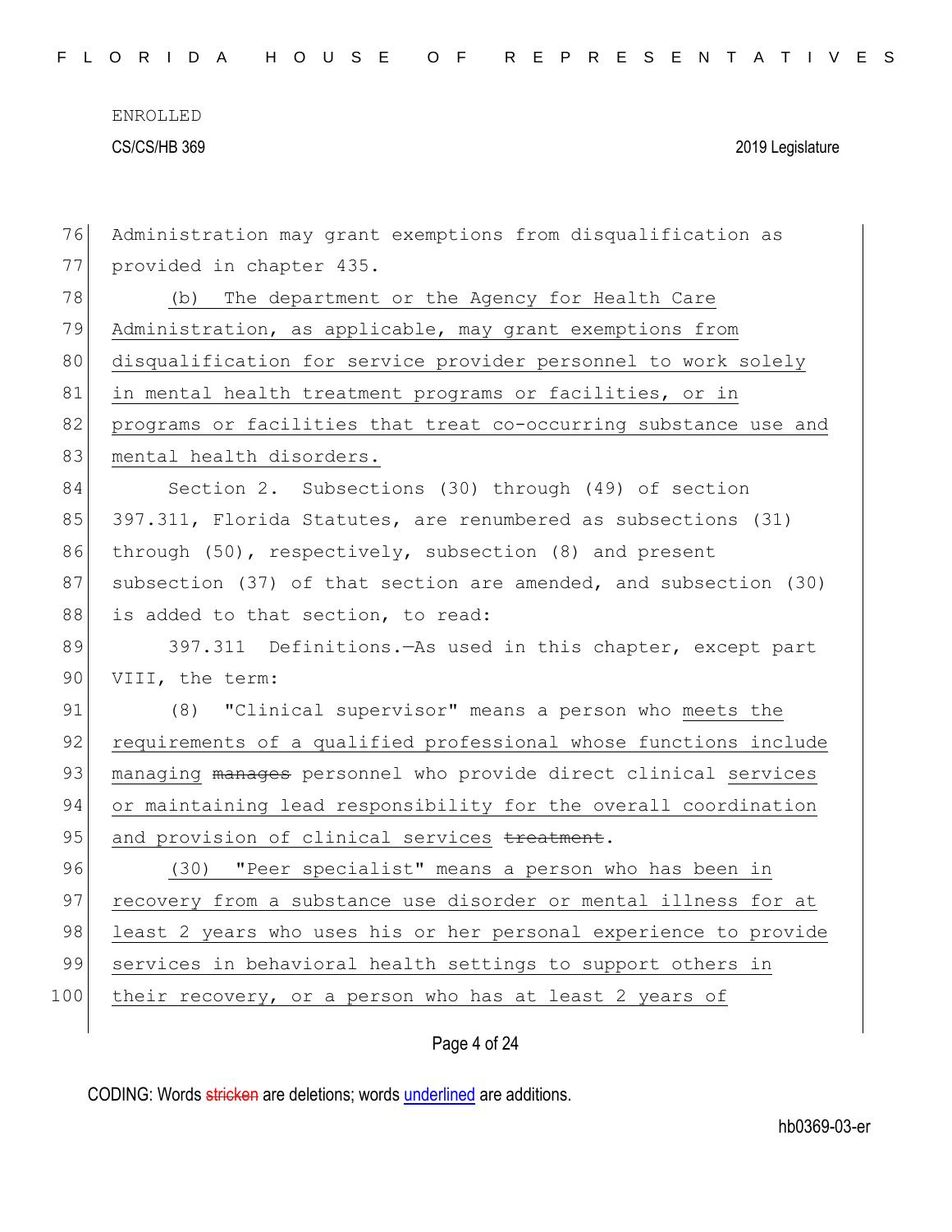ENROLLED

CS/CS/HB 369 2019 Legislature

Administration may grant exemptions from disqualification as provided in chapter 435.

(b) The department or the Agency for Health Care Administration, as applicable, may grant exemptions from disqualification for service provider personnel to work solely in mental health treatment programs or facilities, or in programs or facilities that treat co-occurring substance use and mental health disorders.

Section 2. Subsections (30) through (49) of section 397.311, Florida Statutes, are renumbered as subsections (31) through (50), respectively, subsection (8) and present subsection (37) of that section are amended, and subsection (30) is added to that section, to read:

397.311 Definitions.—As used in this chapter, except part VIII, the term:

(8) "Clinical supervisor" means a person who meets the requirements of a qualified professional whose functions include managing ~~manages~~ personnel who provide direct clinical services or maintaining lead responsibility for the overall coordination and provision of clinical services ~~treatment~~.

(30) "Peer specialist" means a person who has been in recovery from a substance use disorder or mental illness for at least 2 years who uses his or her personal experience to provide services in behavioral health settings to support others in their recovery, or a person who has at least 2 years of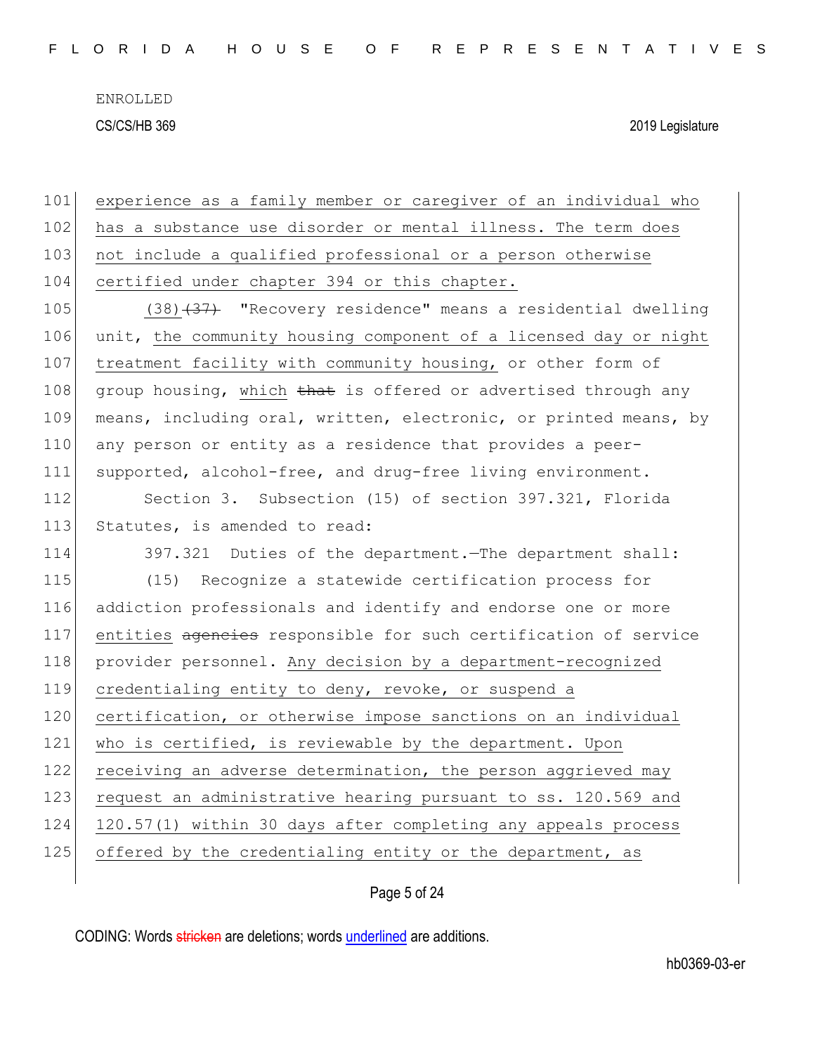experience as a family member or caregiver of an individual who has a substance use disorder or mental illness. The term does not include a qualified professional or a person otherwise certified under chapter 394 or this chapter.

(38) ~~(37)~~ "Recovery residence" means a residential dwelling unit, the community housing component of a licensed day or night treatment facility with community housing, or other form of group housing, which ~~that~~ is offered or advertised through any means, including oral, written, electronic, or printed means, by any person or entity as a residence that provides a peer-supported, alcohol-free, and drug-free living environment.

Section 3. Subsection (15) of section 397.321, Florida Statutes, is amended to read:

397.321 Duties of the department.—The department shall:

(15) Recognize a statewide certification process for addiction professionals and identify and endorse one or more entities ~~agencies~~ responsible for such certification of service provider personnel. Any decision by a department-recognized credentialing entity to deny, revoke, or suspend a certification, or otherwise impose sanctions on an individual who is certified, is reviewable by the department. Upon receiving an adverse determination, the person aggrieved may request an administrative hearing pursuant to ss. 120.569 and 120.57(1) within 30 days after completing any appeals process offered by the credentialing entity or the department, as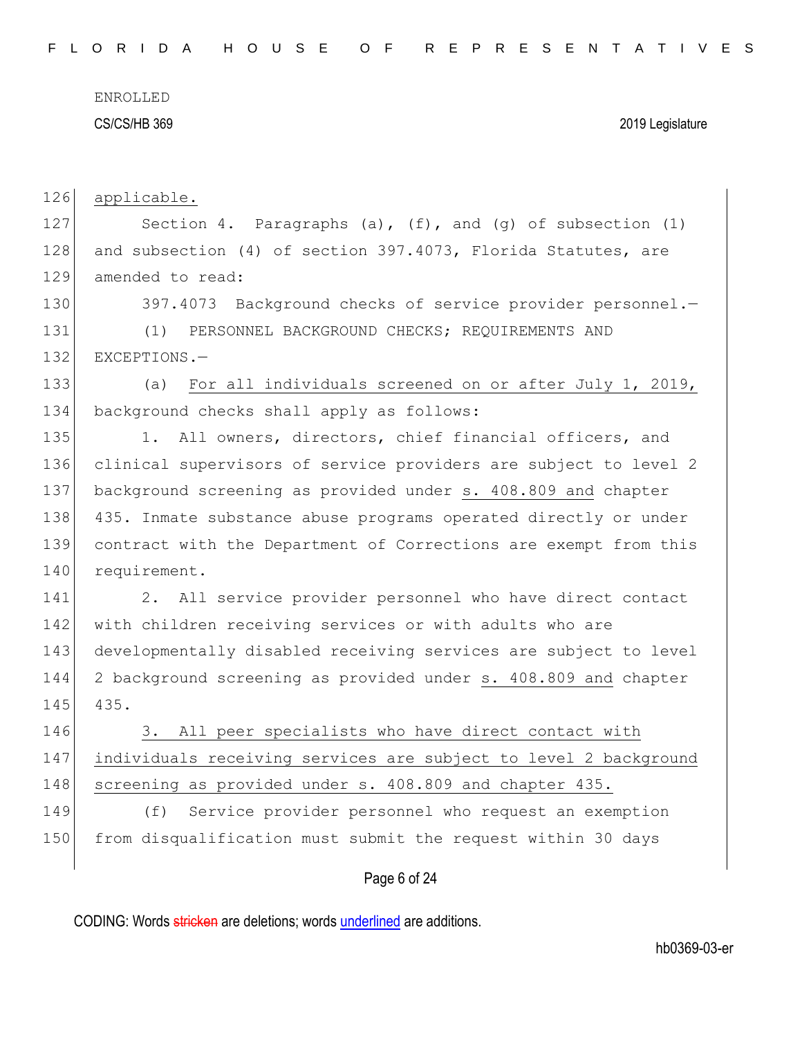applicable.

Section 4. Paragraphs (a), (f), and (g) of subsection (1) and subsection (4) of section 397.4073, Florida Statutes, are amended to read:

397.4073 Background checks of service provider personnel.—

(1) PERSONNEL BACKGROUND CHECKS; REQUIREMENTS AND EXCEPTIONS.—

(a) For all individuals screened on or after July 1, 2019, background checks shall apply as follows:

1. All owners, directors, chief financial officers, and clinical supervisors of service providers are subject to level 2 background screening as provided under s. 408.809 and chapter 435. Inmate substance abuse programs operated directly or under contract with the Department of Corrections are exempt from this requirement.

2. All service provider personnel who have direct contact with children receiving services or with adults who are developmentally disabled receiving services are subject to level 2 background screening as provided under s. 408.809 and chapter 435.

3. All peer specialists who have direct contact with individuals receiving services are subject to level 2 background screening as provided under s. 408.809 and chapter 435.

(f) Service provider personnel who request an exemption from disqualification must submit the request within 30 days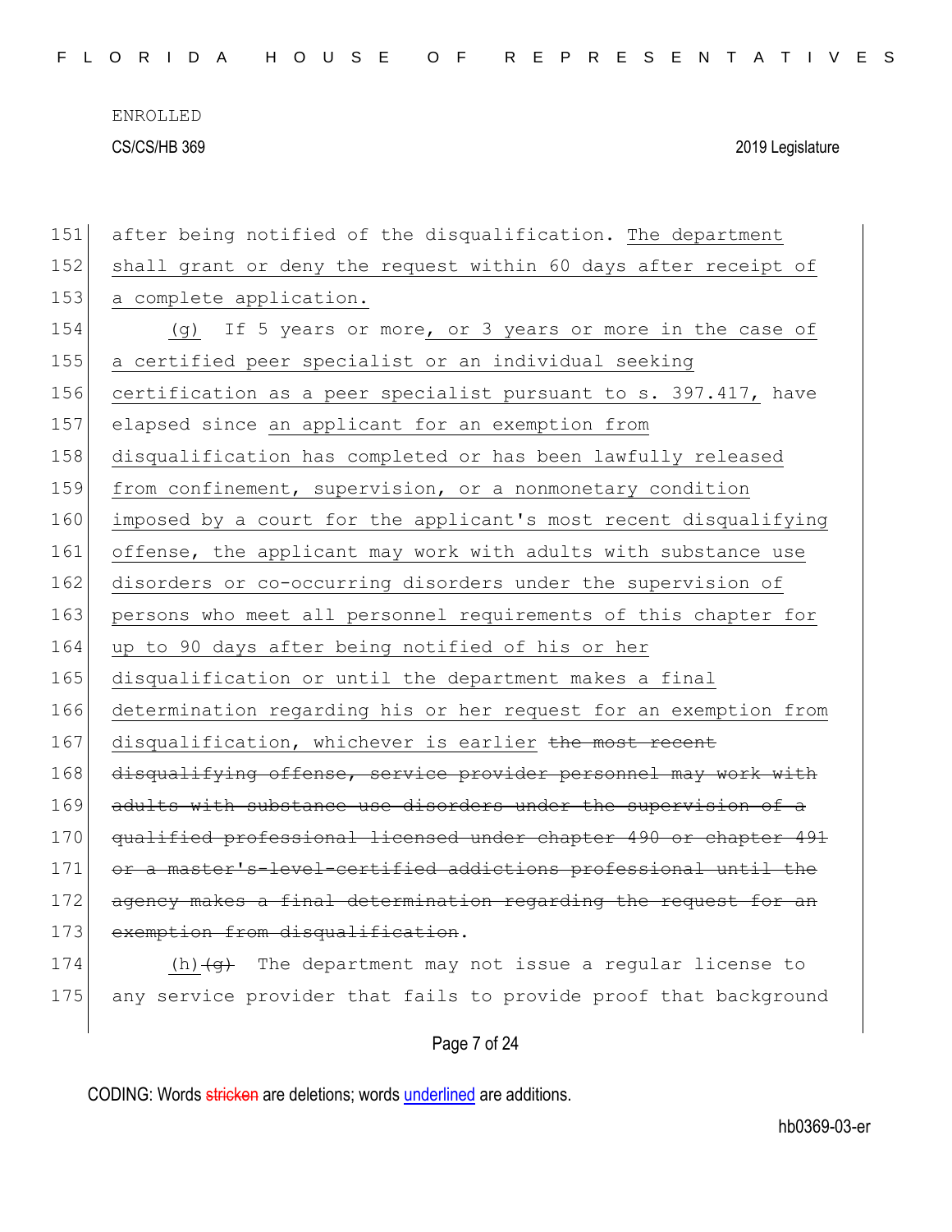after being notified of the disqualification. The department shall grant or deny the request within 60 days after receipt of a complete application.

(g) If 5 years or more, or 3 years or more in the case of a certified peer specialist or an individual seeking certification as a peer specialist pursuant to s. 397.417, have elapsed since an applicant for an exemption from disqualification has completed or has been lawfully released from confinement, supervision, or a nonmonetary condition imposed by a court for the applicant's most recent disqualifying offense, the applicant may work with adults with substance use disorders or co-occurring disorders under the supervision of persons who meet all personnel requirements of this chapter for up to 90 days after being notified of his or her disqualification or until the department makes a final determination regarding his or her request for an exemption from disqualification, whichever is earlier ~~the most recent disqualifying offense, service provider personnel may work with adults with substance use disorders under the supervision of a qualified professional licensed under chapter 490 or chapter 491 or a master's-level-certified addictions professional until the agency makes a final determination regarding the request for an exemption from disqualification~~.

(h) ~~(g)~~ The department may not issue a regular license to any service provider that fails to provide proof that background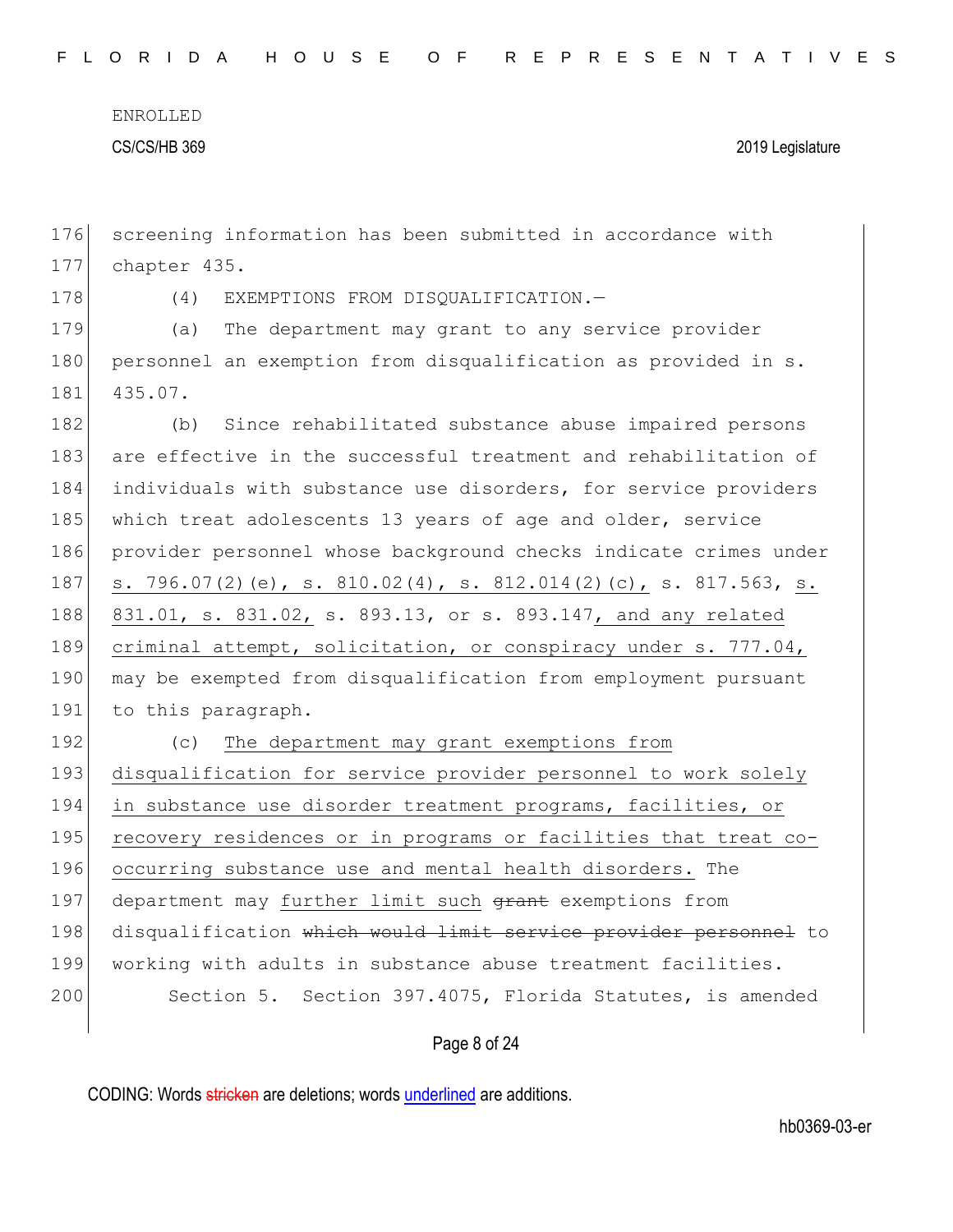screening information has been submitted in accordance with chapter 435.

(4) EXEMPTIONS FROM DISQUALIFICATION.—

(a) The department may grant to any service provider personnel an exemption from disqualification as provided in s. 435.07.

(b) Since rehabilitated substance abuse impaired persons are effective in the successful treatment and rehabilitation of individuals with substance use disorders, for service providers which treat adolescents 13 years of age and older, service provider personnel whose background checks indicate crimes under <u>s. 796.07(2)(e), s. 810.02(4), s. 812.014(2)(c),</u> s. 817.563, <u>s. 831.01, s. 831.02,</u> s. 893.13, or s. 893.147<u>, and any related criminal attempt, solicitation, or conspiracy under s. 777.04,</u> may be exempted from disqualification from employment pursuant to this paragraph.

(c) <u>The department may grant exemptions from disqualification for service provider personnel to work solely in substance use disorder treatment programs, facilities, or recovery residences or in programs or facilities that treat co-occurring substance use and mental health disorders.</u> The department may <u>further limit such</u> ~~grant~~ exemptions from disqualification ~~which would limit service provider personnel~~ to working with adults in substance abuse treatment facilities.

Section 5. Section 397.4075, Florida Statutes, is amended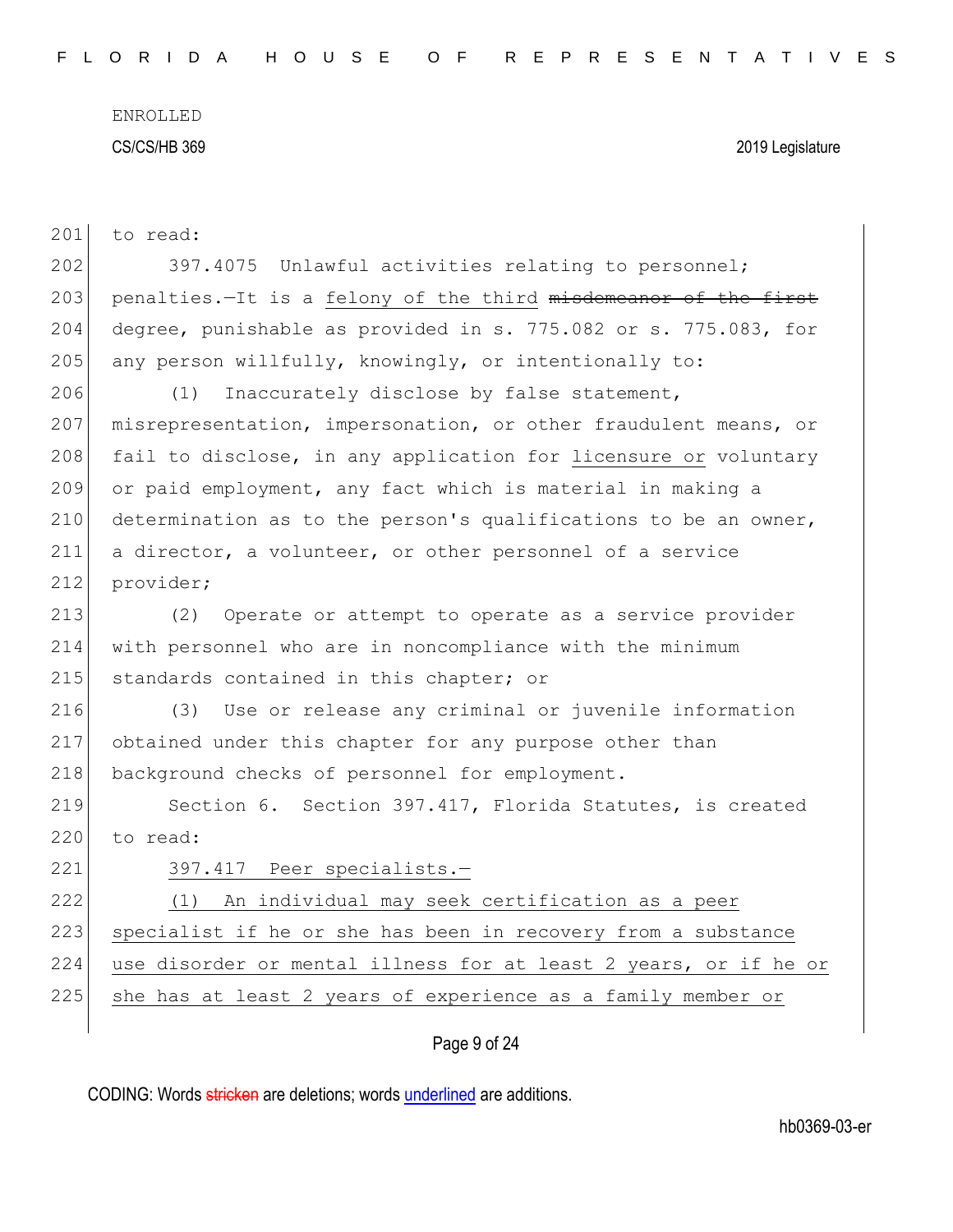to read:

397.4075 Unlawful activities relating to personnel; penalties.—It is a <u>felony of the third</u> ~~misdemeanor of the first~~ degree, punishable as provided in s. 775.082 or s. 775.083, for any person willfully, knowingly, or intentionally to:

(1) Inaccurately disclose by false statement, misrepresentation, impersonation, or other fraudulent means, or fail to disclose, in any application for <u>licensure or</u> voluntary or paid employment, any fact which is material in making a determination as to the person's qualifications to be an owner, a director, a volunteer, or other personnel of a service provider;

(2) Operate or attempt to operate as a service provider with personnel who are in noncompliance with the minimum standards contained in this chapter; or

(3) Use or release any criminal or juvenile information obtained under this chapter for any purpose other than background checks of personnel for employment.

Section 6. Section 397.417, Florida Statutes, is created to read:

<u>397.417 Peer specialists.—</u>

<u>(1) An individual may seek certification as a peer specialist if he or she has been in recovery from a substance use disorder or mental illness for at least 2 years, or if he or she has at least 2 years of experience as a family member or</u>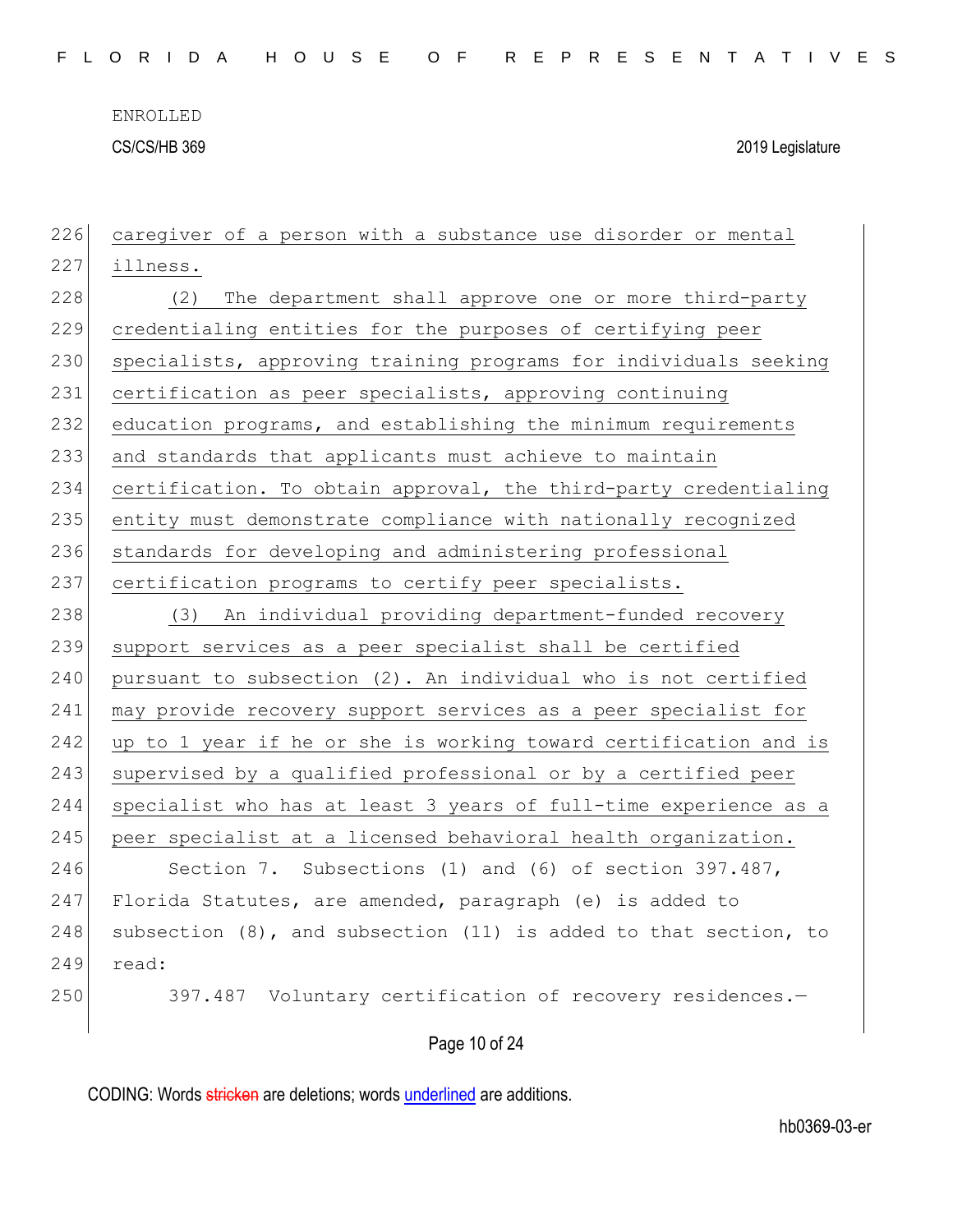caregiver of a person with a substance use disorder or mental illness.

(2) The department shall approve one or more third-party credentialing entities for the purposes of certifying peer specialists, approving training programs for individuals seeking certification as peer specialists, approving continuing education programs, and establishing the minimum requirements and standards that applicants must achieve to maintain certification. To obtain approval, the third-party credentialing entity must demonstrate compliance with nationally recognized standards for developing and administering professional certification programs to certify peer specialists.

(3) An individual providing department-funded recovery support services as a peer specialist shall be certified pursuant to subsection (2). An individual who is not certified may provide recovery support services as a peer specialist for up to 1 year if he or she is working toward certification and is supervised by a qualified professional or by a certified peer specialist who has at least 3 years of full-time experience as a peer specialist at a licensed behavioral health organization.

Section 7. Subsections (1) and (6) of section 397.487, Florida Statutes, are amended, paragraph (e) is added to subsection (8), and subsection (11) is added to that section, to read:

397.487 Voluntary certification of recovery residences.—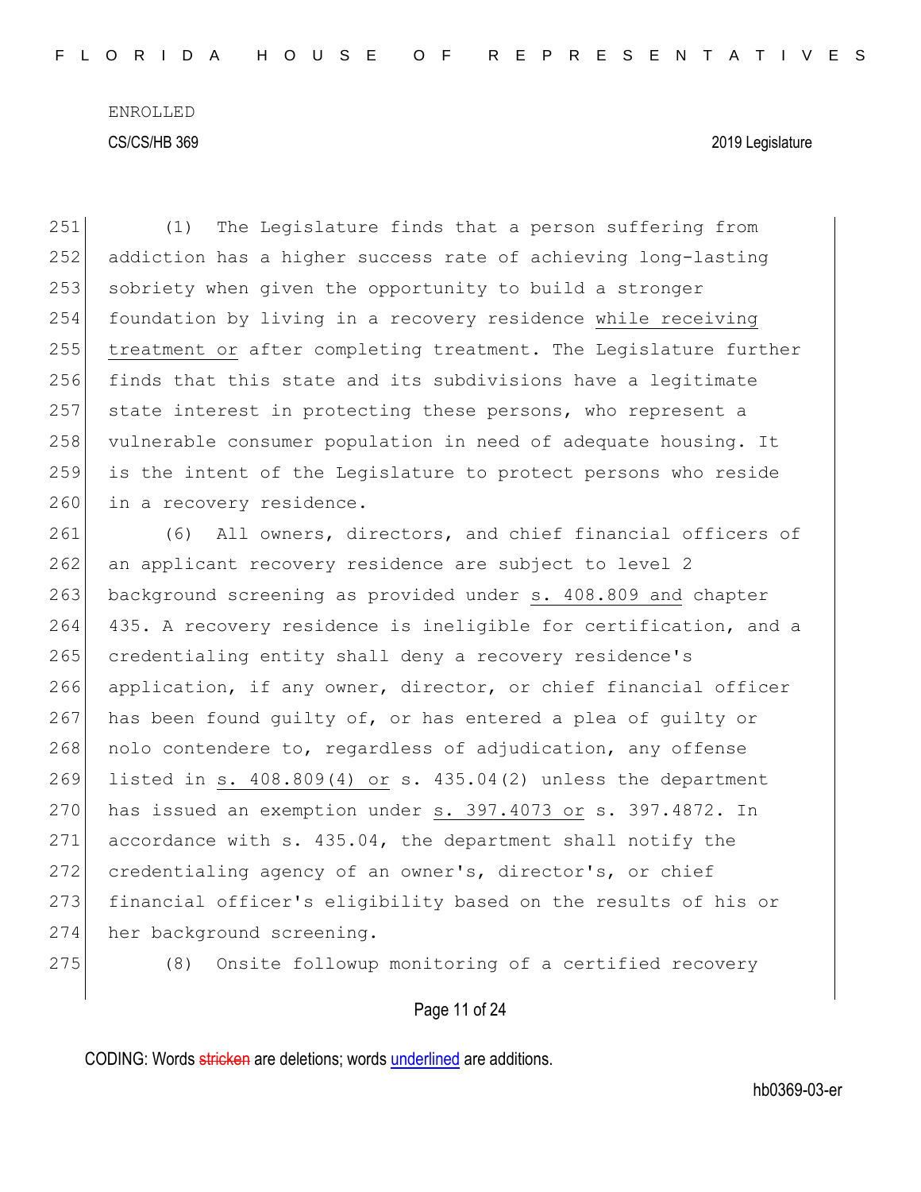(1) The Legislature finds that a person suffering from addiction has a higher success rate of achieving long-lasting sobriety when given the opportunity to build a stronger foundation by living in a recovery residence <u>while receiving treatment or</u> after completing treatment. The Legislature further finds that this state and its subdivisions have a legitimate state interest in protecting these persons, who represent a vulnerable consumer population in need of adequate housing. It is the intent of the Legislature to protect persons who reside in a recovery residence.

(6) All owners, directors, and chief financial officers of an applicant recovery residence are subject to level 2 background screening as provided under <u>s. 408.809 and</u> chapter 435. A recovery residence is ineligible for certification, and a credentialing entity shall deny a recovery residence's application, if any owner, director, or chief financial officer has been found guilty of, or has entered a plea of guilty or nolo contendere to, regardless of adjudication, any offense listed in <u>s. 408.809(4) or</u> s. 435.04(2) unless the department has issued an exemption under <u>s. 397.4073 or</u> s. 397.4872. In accordance with s. 435.04, the department shall notify the credentialing agency of an owner's, director's, or chief financial officer's eligibility based on the results of his or her background screening.

(8) Onsite followup monitoring of a certified recovery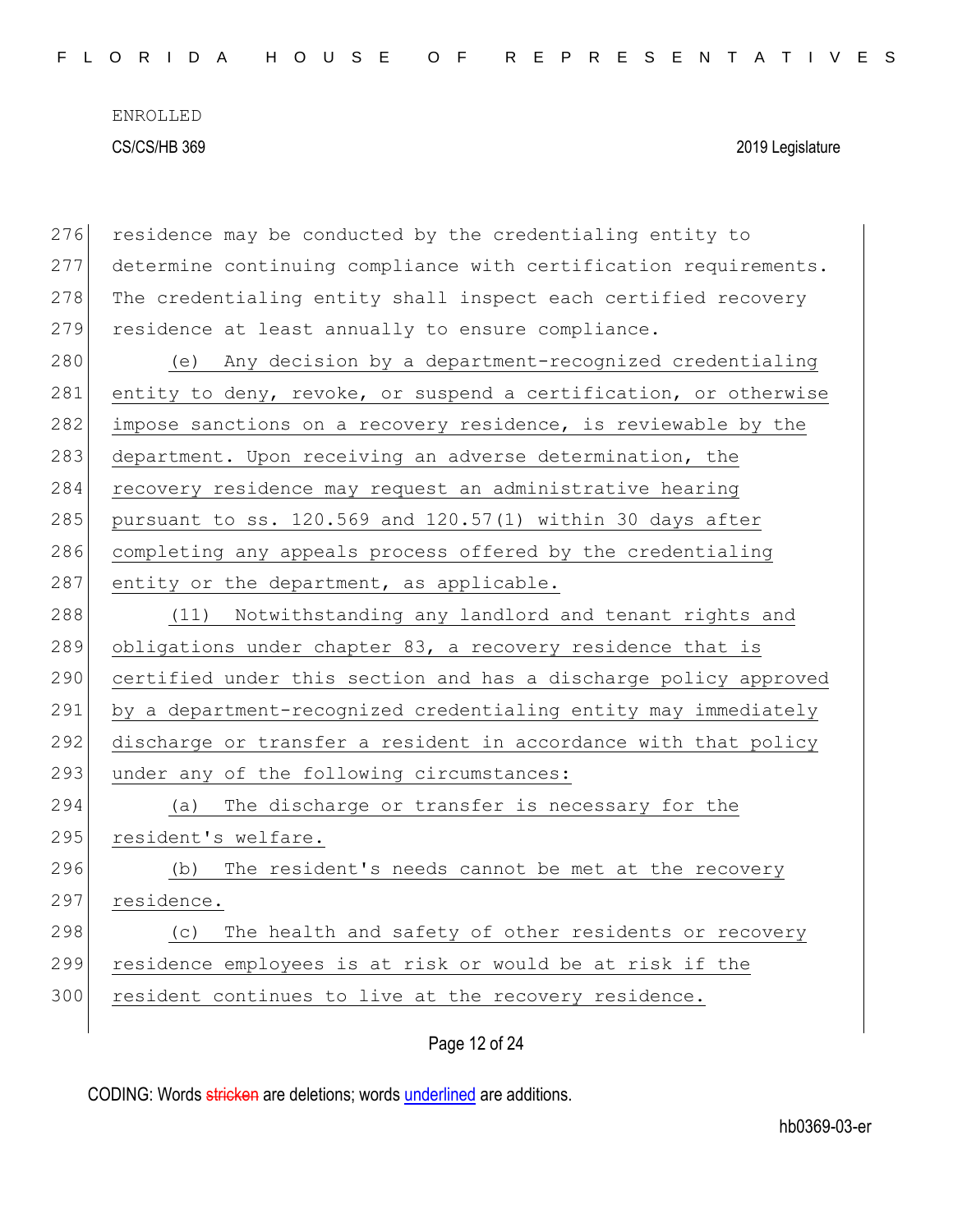residence may be conducted by the credentialing entity to determine continuing compliance with certification requirements. The credentialing entity shall inspect each certified recovery residence at least annually to ensure compliance.

(e) Any decision by a department-recognized credentialing entity to deny, revoke, or suspend a certification, or otherwise impose sanctions on a recovery residence, is reviewable by the department. Upon receiving an adverse determination, the recovery residence may request an administrative hearing pursuant to ss. 120.569 and 120.57(1) within 30 days after completing any appeals process offered by the credentialing entity or the department, as applicable.

(11) Notwithstanding any landlord and tenant rights and obligations under chapter 83, a recovery residence that is certified under this section and has a discharge policy approved by a department-recognized credentialing entity may immediately discharge or transfer a resident in accordance with that policy under any of the following circumstances:

(a) The discharge or transfer is necessary for the resident's welfare.

(b) The resident's needs cannot be met at the recovery residence.

(c) The health and safety of other residents or recovery residence employees is at risk or would be at risk if the resident continues to live at the recovery residence.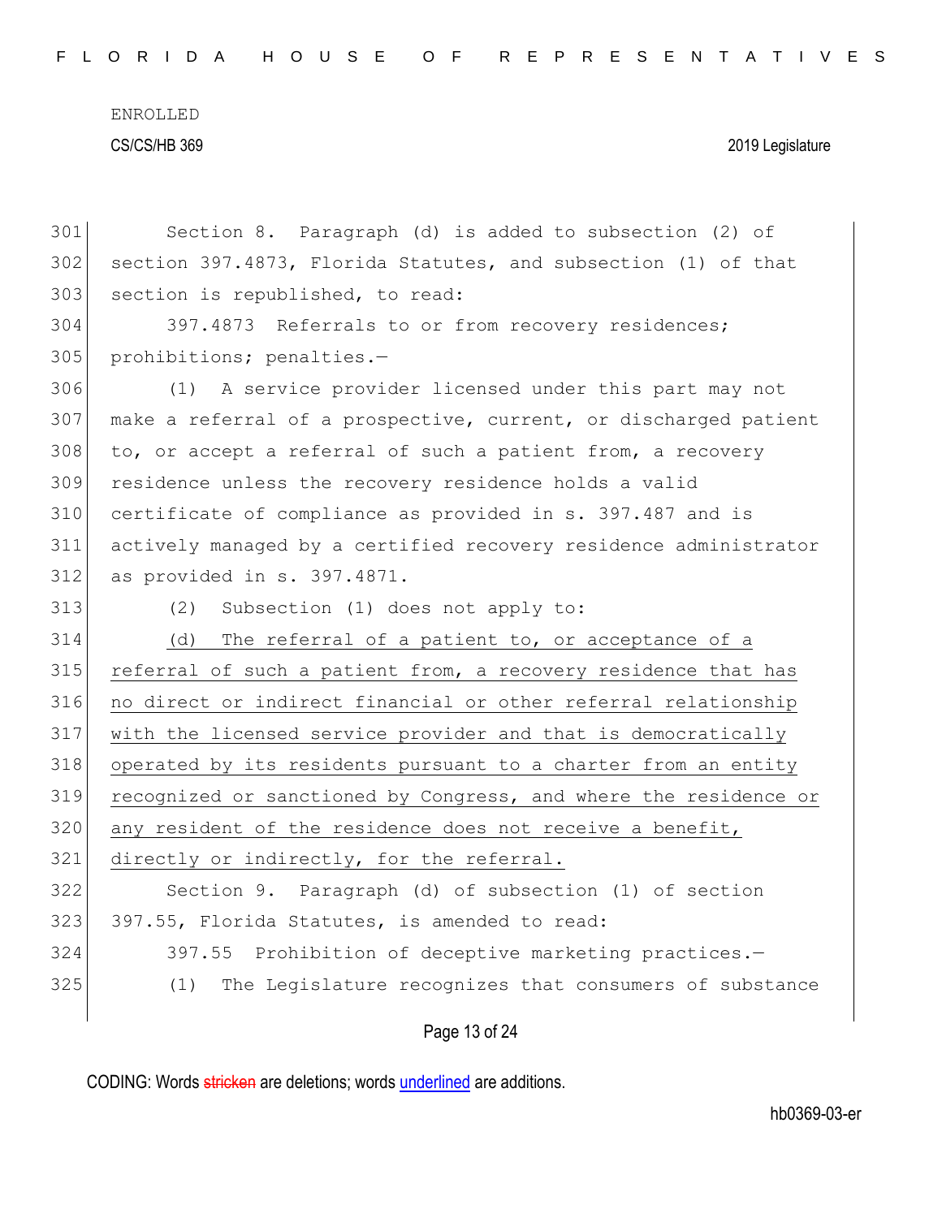Section 8. Paragraph (d) is added to subsection (2) of section 397.4873, Florida Statutes, and subsection (1) of that section is republished, to read:

397.4873 Referrals to or from recovery residences; prohibitions; penalties.—

(1) A service provider licensed under this part may not make a referral of a prospective, current, or discharged patient to, or accept a referral of such a patient from, a recovery residence unless the recovery residence holds a valid certificate of compliance as provided in s. 397.487 and is actively managed by a certified recovery residence administrator as provided in s. 397.4871.

(2) Subsection (1) does not apply to:

(d) The referral of a patient to, or acceptance of a referral of such a patient from, a recovery residence that has no direct or indirect financial or other referral relationship with the licensed service provider and that is democratically operated by its residents pursuant to a charter from an entity recognized or sanctioned by Congress, and where the residence or any resident of the residence does not receive a benefit, directly or indirectly, for the referral.

Section 9. Paragraph (d) of subsection (1) of section 397.55, Florida Statutes, is amended to read:

397.55 Prohibition of deceptive marketing practices.—

(1) The Legislature recognizes that consumers of substance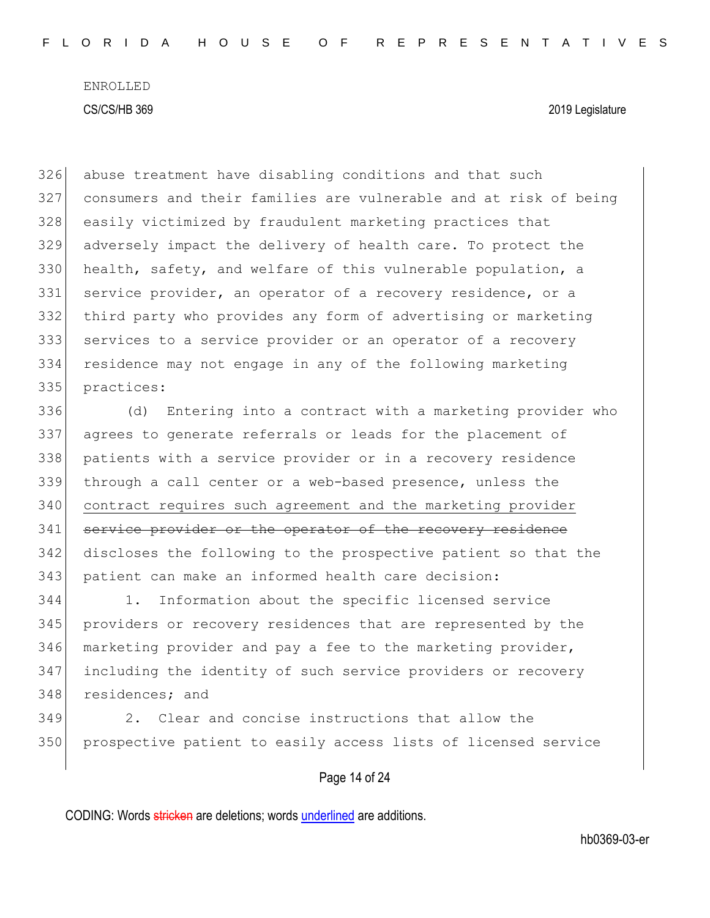abuse treatment have disabling conditions and that such consumers and their families are vulnerable and at risk of being easily victimized by fraudulent marketing practices that adversely impact the delivery of health care. To protect the health, safety, and welfare of this vulnerable population, a service provider, an operator of a recovery residence, or a third party who provides any form of advertising or marketing services to a service provider or an operator of a recovery residence may not engage in any of the following marketing practices:

(d) Entering into a contract with a marketing provider who agrees to generate referrals or leads for the placement of patients with a service provider or in a recovery residence through a call center or a web-based presence, unless the <u>contract requires such agreement and the marketing provider</u> ~~service provider or the operator of the recovery residence~~ discloses the following to the prospective patient so that the patient can make an informed health care decision:

1. Information about the specific licensed service providers or recovery residences that are represented by the marketing provider and pay a fee to the marketing provider, including the identity of such service providers or recovery residences; and

2. Clear and concise instructions that allow the prospective patient to easily access lists of licensed service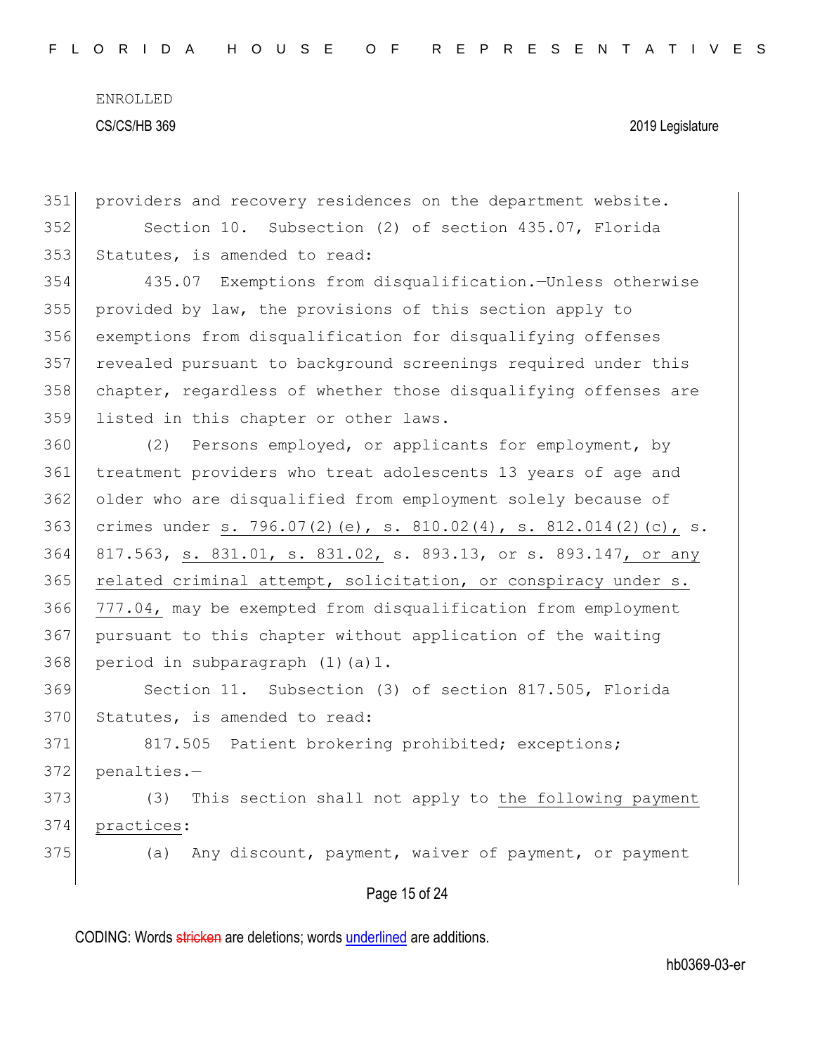providers and recovery residences on the department website.

Section 10. Subsection (2) of section 435.07, Florida Statutes, is amended to read:

435.07 Exemptions from disqualification.—Unless otherwise provided by law, the provisions of this section apply to exemptions from disqualification for disqualifying offenses revealed pursuant to background screenings required under this chapter, regardless of whether those disqualifying offenses are listed in this chapter or other laws.

(2) Persons employed, or applicants for employment, by treatment providers who treat adolescents 13 years of age and older who are disqualified from employment solely because of crimes under s. 796.07(2)(e), s. 810.02(4), s. 812.014(2)(c), s. 817.563, s. 831.01, s. 831.02, s. 893.13, or s. 893.147, or any related criminal attempt, solicitation, or conspiracy under s. 777.04, may be exempted from disqualification from employment pursuant to this chapter without application of the waiting period in subparagraph (1)(a)1.

Section 11. Subsection (3) of section 817.505, Florida Statutes, is amended to read:

817.505 Patient brokering prohibited; exceptions; penalties.—

(3) This section shall not apply to the following payment practices:

(a) Any discount, payment, waiver of payment, or payment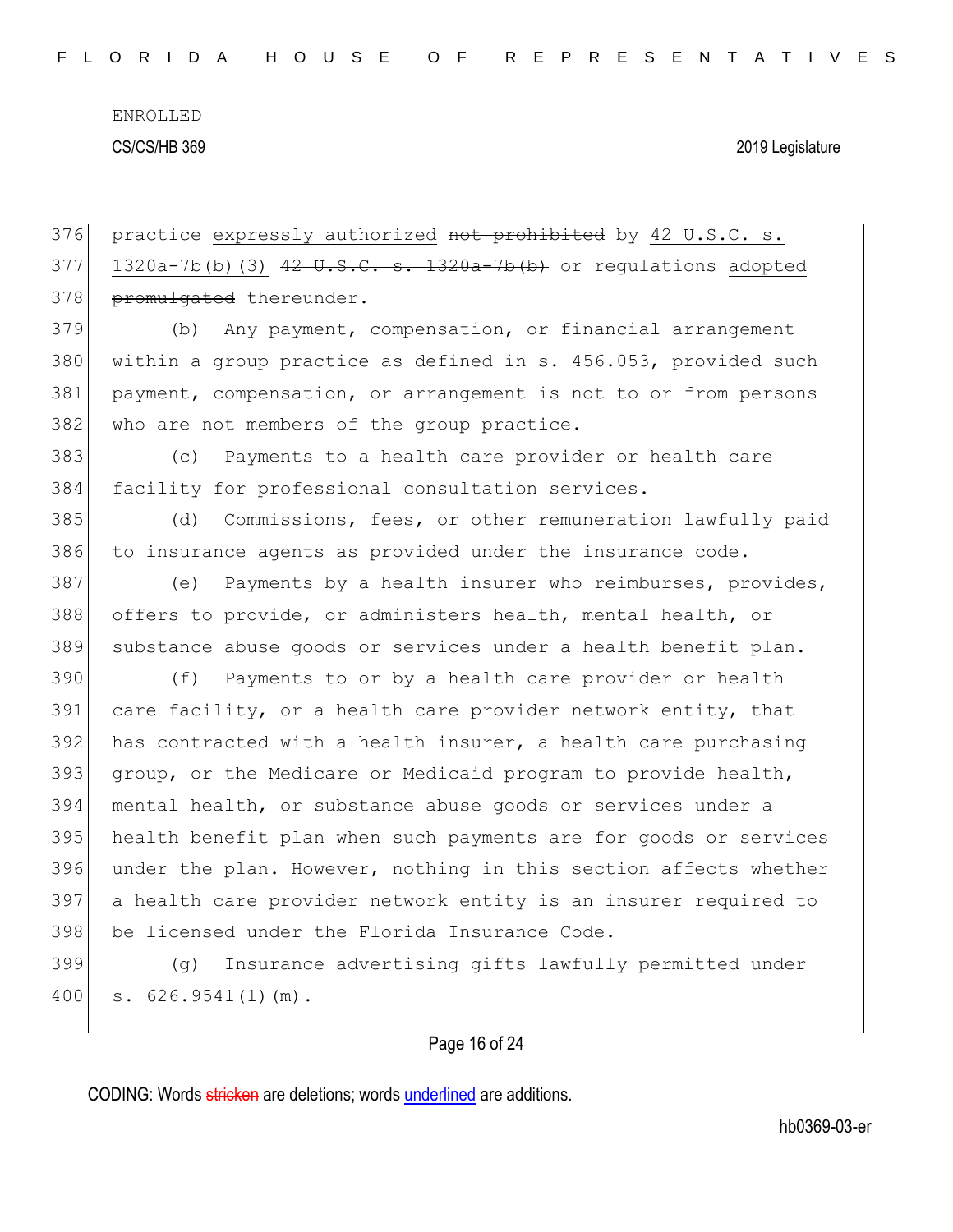practice expressly authorized ~~not prohibited~~ by 42 U.S.C. s. 1320a-7b(b)(3) ~~42 U.S.C. s. 1320a-7b(b)~~ or regulations adopted ~~promulgated~~ thereunder.

(b) Any payment, compensation, or financial arrangement within a group practice as defined in s. 456.053, provided such payment, compensation, or arrangement is not to or from persons who are not members of the group practice.

(c) Payments to a health care provider or health care facility for professional consultation services.

(d) Commissions, fees, or other remuneration lawfully paid to insurance agents as provided under the insurance code.

(e) Payments by a health insurer who reimburses, provides, offers to provide, or administers health, mental health, or substance abuse goods or services under a health benefit plan.

(f) Payments to or by a health care provider or health care facility, or a health care provider network entity, that has contracted with a health insurer, a health care purchasing group, or the Medicare or Medicaid program to provide health, mental health, or substance abuse goods or services under a health benefit plan when such payments are for goods or services under the plan. However, nothing in this section affects whether a health care provider network entity is an insurer required to be licensed under the Florida Insurance Code.

(g) Insurance advertising gifts lawfully permitted under s. 626.9541(1)(m).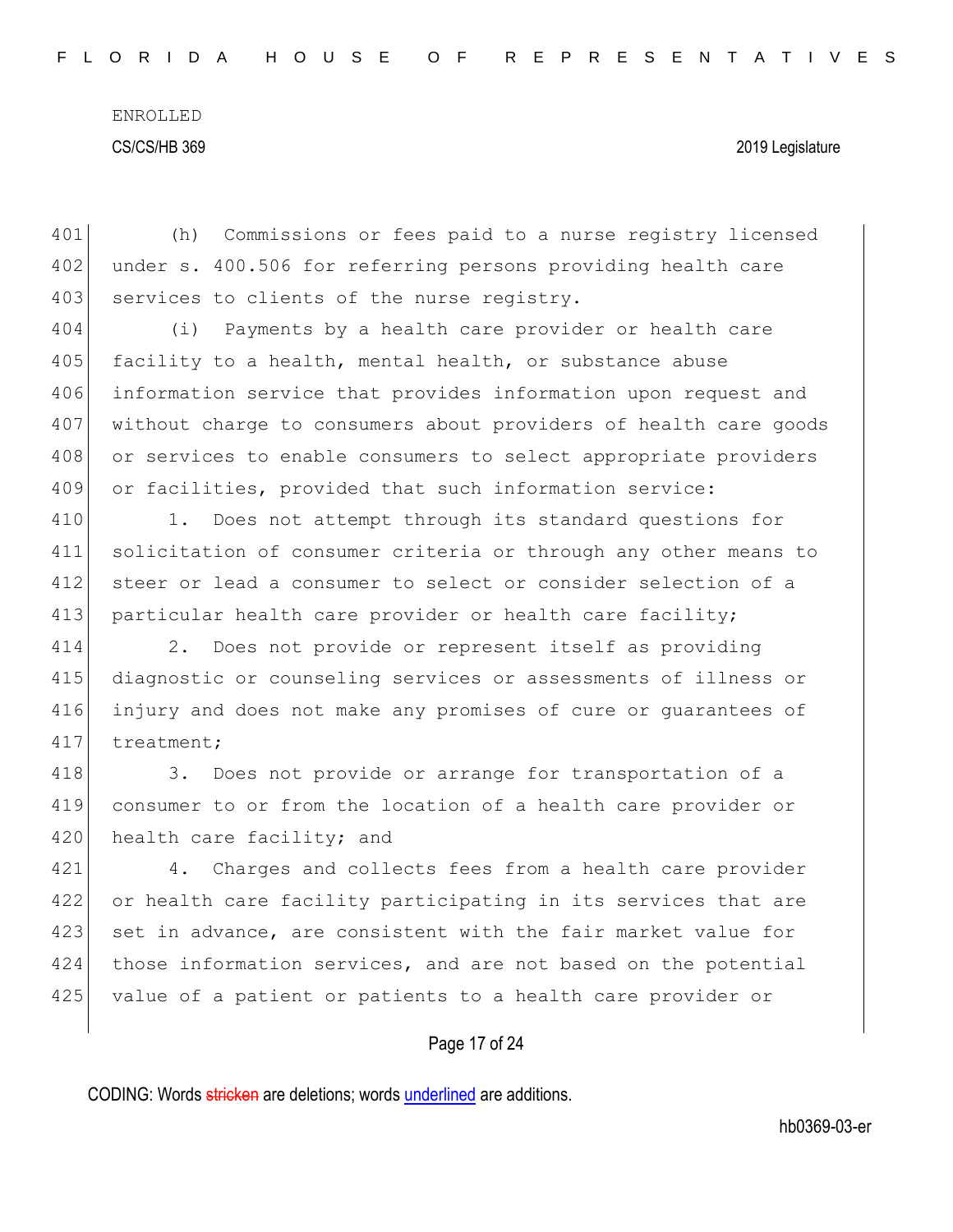(h) Commissions or fees paid to a nurse registry licensed under s. 400.506 for referring persons providing health care services to clients of the nurse registry.

(i) Payments by a health care provider or health care facility to a health, mental health, or substance abuse information service that provides information upon request and without charge to consumers about providers of health care goods or services to enable consumers to select appropriate providers or facilities, provided that such information service:

1. Does not attempt through its standard questions for solicitation of consumer criteria or through any other means to steer or lead a consumer to select or consider selection of a particular health care provider or health care facility;

2. Does not provide or represent itself as providing diagnostic or counseling services or assessments of illness or injury and does not make any promises of cure or guarantees of treatment;

3. Does not provide or arrange for transportation of a consumer to or from the location of a health care provider or health care facility; and

4. Charges and collects fees from a health care provider or health care facility participating in its services that are set in advance, are consistent with the fair market value for those information services, and are not based on the potential value of a patient or patients to a health care provider or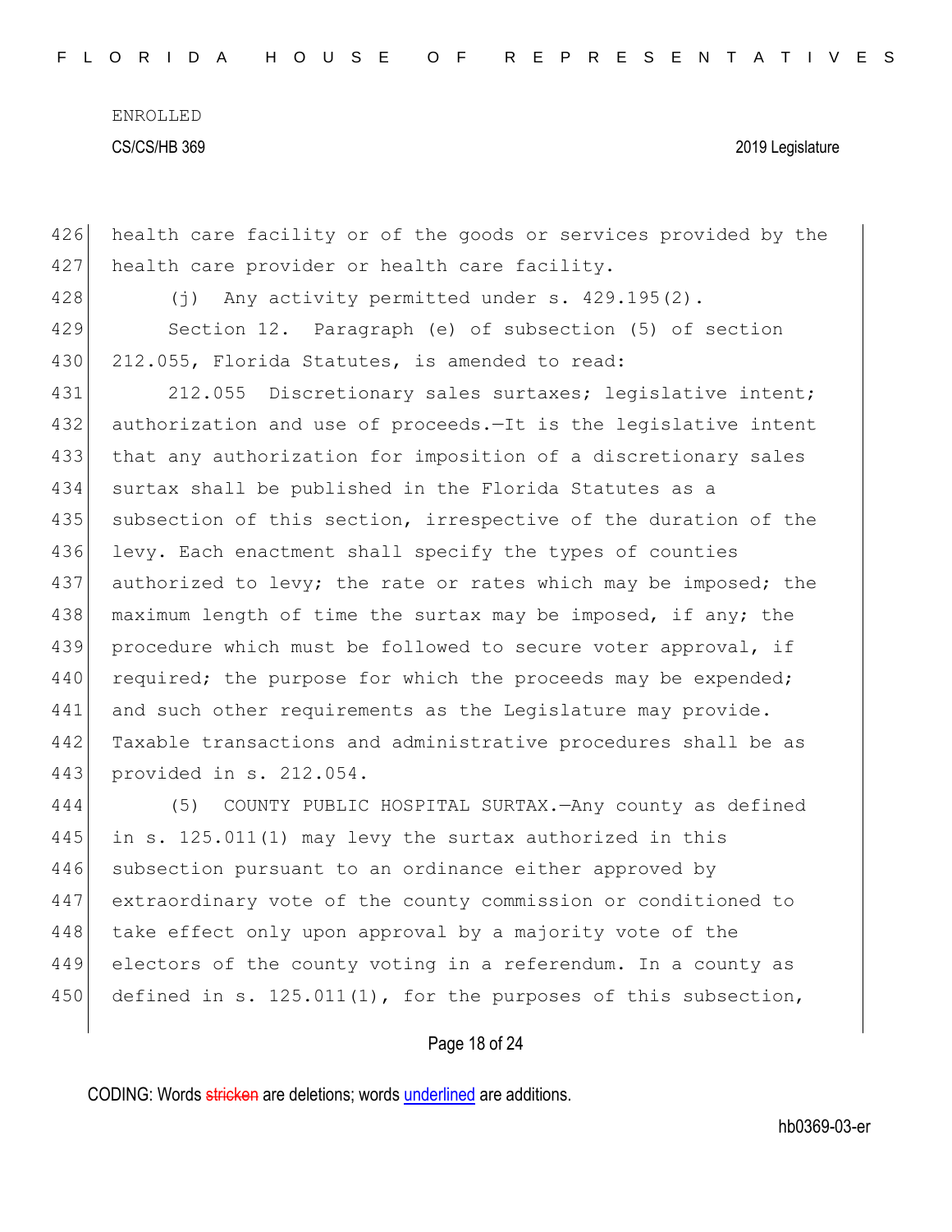health care facility or of the goods or services provided by the health care provider or health care facility.

(j) Any activity permitted under s. 429.195(2).

Section 12. Paragraph (e) of subsection (5) of section 212.055, Florida Statutes, is amended to read:

212.055 Discretionary sales surtaxes; legislative intent; authorization and use of proceeds.—It is the legislative intent that any authorization for imposition of a discretionary sales surtax shall be published in the Florida Statutes as a subsection of this section, irrespective of the duration of the levy. Each enactment shall specify the types of counties authorized to levy; the rate or rates which may be imposed; the maximum length of time the surtax may be imposed, if any; the procedure which must be followed to secure voter approval, if required; the purpose for which the proceeds may be expended; and such other requirements as the Legislature may provide. Taxable transactions and administrative procedures shall be as provided in s. 212.054.

(5) COUNTY PUBLIC HOSPITAL SURTAX.—Any county as defined in s. 125.011(1) may levy the surtax authorized in this subsection pursuant to an ordinance either approved by extraordinary vote of the county commission or conditioned to take effect only upon approval by a majority vote of the electors of the county voting in a referendum. In a county as defined in s. 125.011(1), for the purposes of this subsection,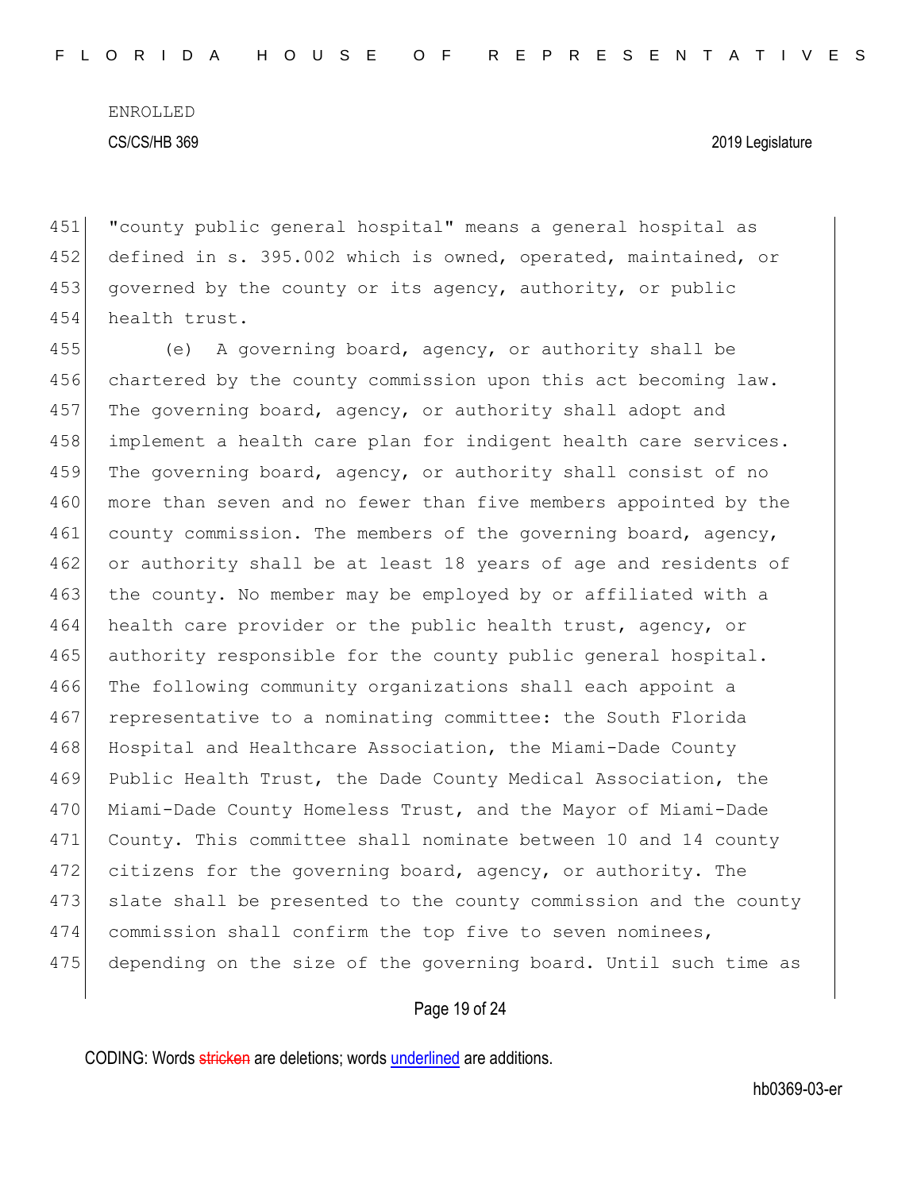"county public general hospital" means a general hospital as defined in s. 395.002 which is owned, operated, maintained, or governed by the county or its agency, authority, or public health trust.

(e) A governing board, agency, or authority shall be chartered by the county commission upon this act becoming law. The governing board, agency, or authority shall adopt and implement a health care plan for indigent health care services. The governing board, agency, or authority shall consist of no more than seven and no fewer than five members appointed by the county commission. The members of the governing board, agency, or authority shall be at least 18 years of age and residents of the county. No member may be employed by or affiliated with a health care provider or the public health trust, agency, or authority responsible for the county public general hospital. The following community organizations shall each appoint a representative to a nominating committee: the South Florida Hospital and Healthcare Association, the Miami-Dade County Public Health Trust, the Dade County Medical Association, the Miami-Dade County Homeless Trust, and the Mayor of Miami-Dade County. This committee shall nominate between 10 and 14 county citizens for the governing board, agency, or authority. The slate shall be presented to the county commission and the county commission shall confirm the top five to seven nominees, depending on the size of the governing board. Until such time as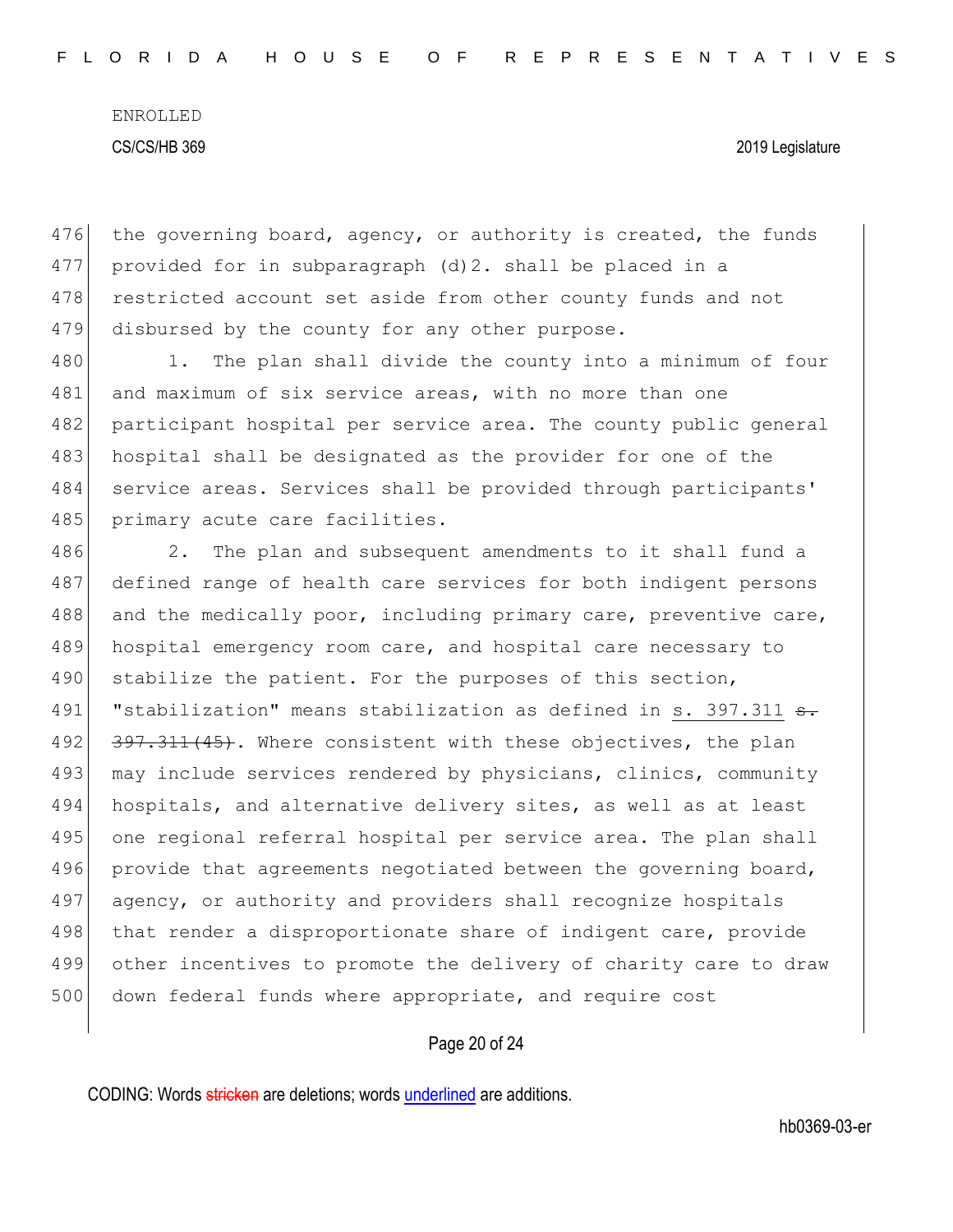the governing board, agency, or authority is created, the funds provided for in subparagraph (d)2. shall be placed in a restricted account set aside from other county funds and not disbursed by the county for any other purpose.

1. The plan shall divide the county into a minimum of four and maximum of six service areas, with no more than one participant hospital per service area. The county public general hospital shall be designated as the provider for one of the service areas. Services shall be provided through participants' primary acute care facilities.

2. The plan and subsequent amendments to it shall fund a defined range of health care services for both indigent persons and the medically poor, including primary care, preventive care, hospital emergency room care, and hospital care necessary to stabilize the patient. For the purposes of this section, "stabilization" means stabilization as defined in s. 397.311 ~~s. 397.311(45)~~. Where consistent with these objectives, the plan may include services rendered by physicians, clinics, community hospitals, and alternative delivery sites, as well as at least one regional referral hospital per service area. The plan shall provide that agreements negotiated between the governing board, agency, or authority and providers shall recognize hospitals that render a disproportionate share of indigent care, provide other incentives to promote the delivery of charity care to draw down federal funds where appropriate, and require cost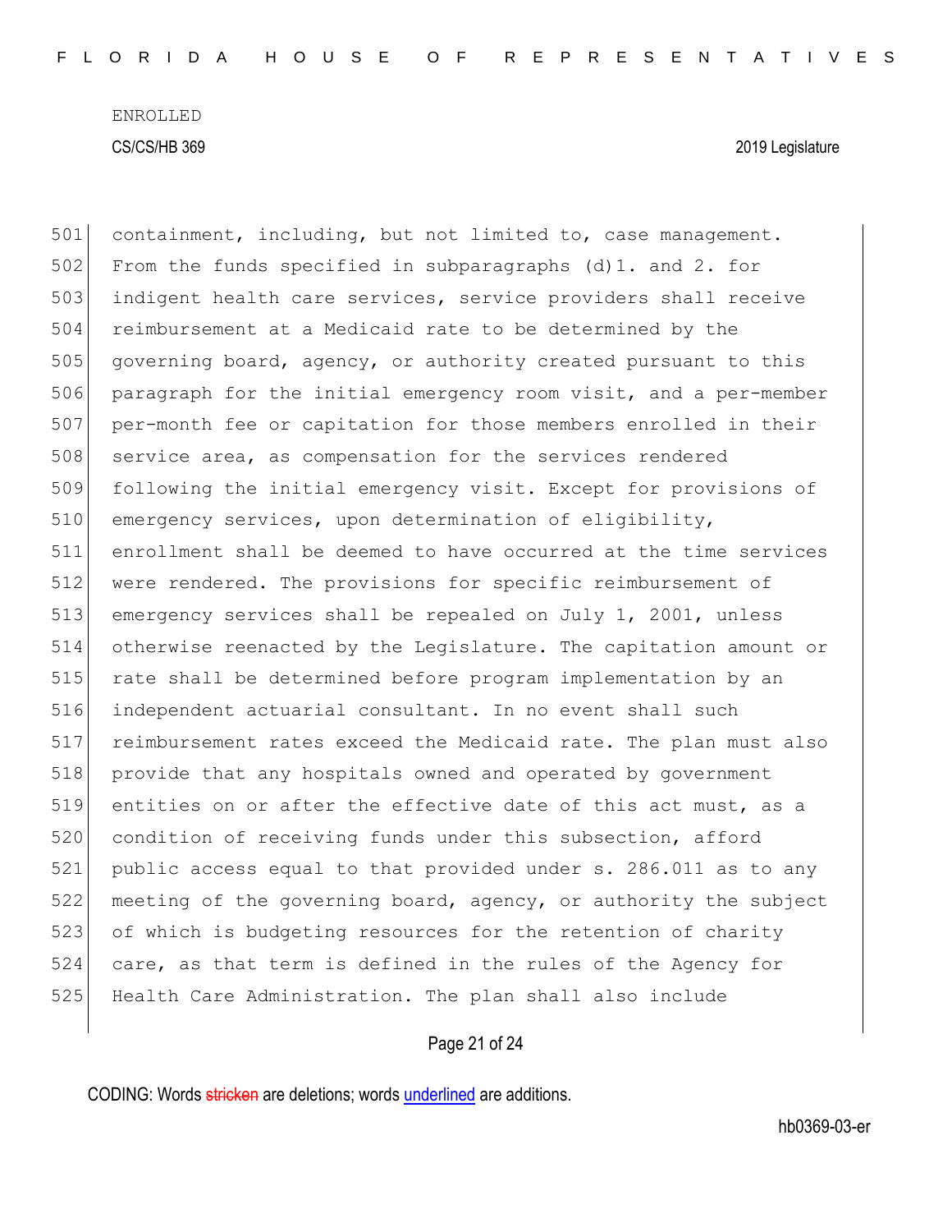containment, including, but not limited to, case management. From the funds specified in subparagraphs (d)1. and 2. for indigent health care services, service providers shall receive reimbursement at a Medicaid rate to be determined by the governing board, agency, or authority created pursuant to this paragraph for the initial emergency room visit, and a per-member per-month fee or capitation for those members enrolled in their service area, as compensation for the services rendered following the initial emergency visit. Except for provisions of emergency services, upon determination of eligibility, enrollment shall be deemed to have occurred at the time services were rendered. The provisions for specific reimbursement of emergency services shall be repealed on July 1, 2001, unless otherwise reenacted by the Legislature. The capitation amount or rate shall be determined before program implementation by an independent actuarial consultant. In no event shall such reimbursement rates exceed the Medicaid rate. The plan must also provide that any hospitals owned and operated by government entities on or after the effective date of this act must, as a condition of receiving funds under this subsection, afford public access equal to that provided under s. 286.011 as to any meeting of the governing board, agency, or authority the subject of which is budgeting resources for the retention of charity care, as that term is defined in the rules of the Agency for Health Care Administration. The plan shall also include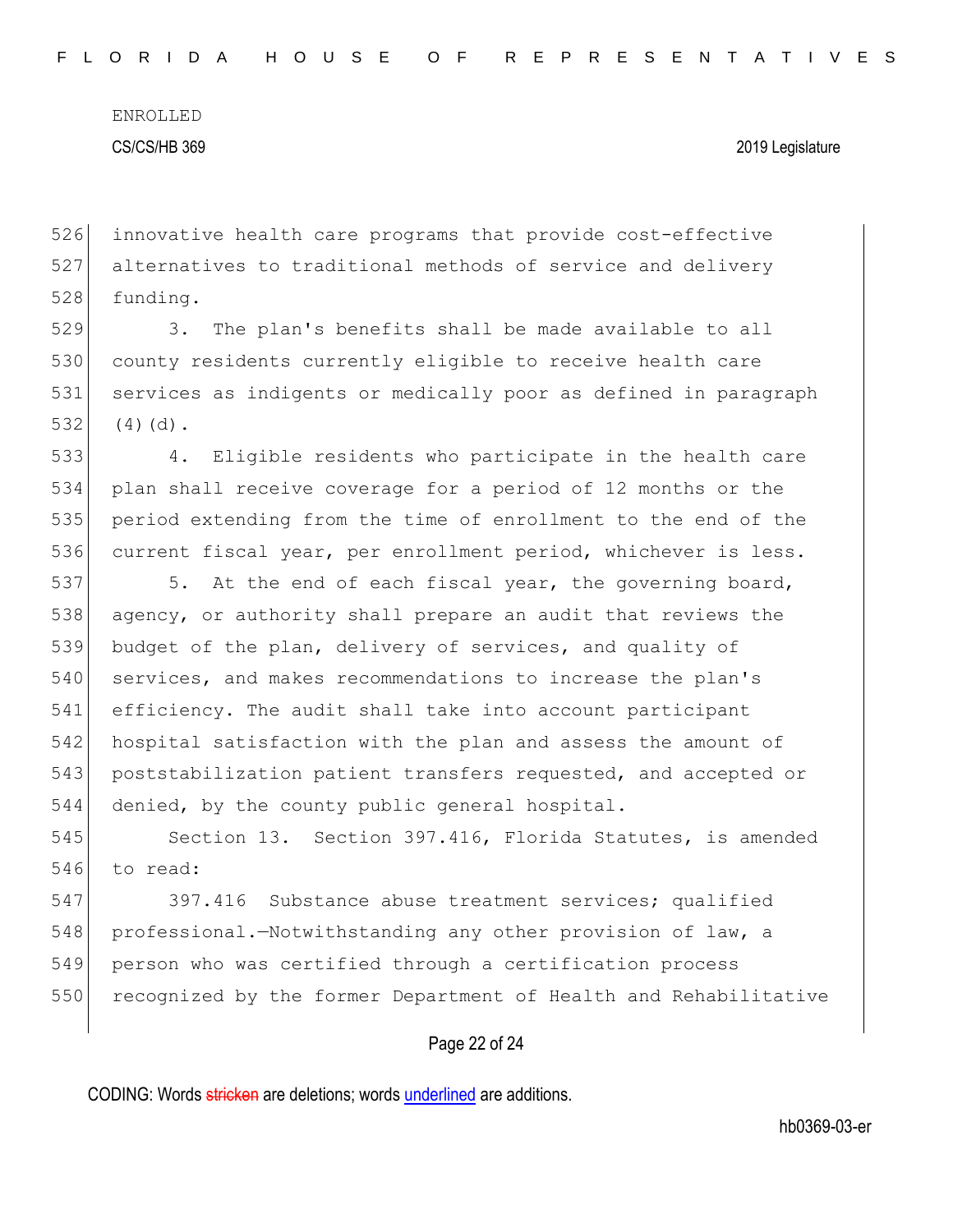innovative health care programs that provide cost-effective alternatives to traditional methods of service and delivery funding.

3. The plan's benefits shall be made available to all county residents currently eligible to receive health care services as indigents or medically poor as defined in paragraph (4)(d).

4. Eligible residents who participate in the health care plan shall receive coverage for a period of 12 months or the period extending from the time of enrollment to the end of the current fiscal year, per enrollment period, whichever is less.

5. At the end of each fiscal year, the governing board, agency, or authority shall prepare an audit that reviews the budget of the plan, delivery of services, and quality of services, and makes recommendations to increase the plan's efficiency. The audit shall take into account participant hospital satisfaction with the plan and assess the amount of poststabilization patient transfers requested, and accepted or denied, by the county public general hospital.

Section 13. Section 397.416, Florida Statutes, is amended to read:

397.416 Substance abuse treatment services; qualified professional.—Notwithstanding any other provision of law, a person who was certified through a certification process recognized by the former Department of Health and Rehabilitative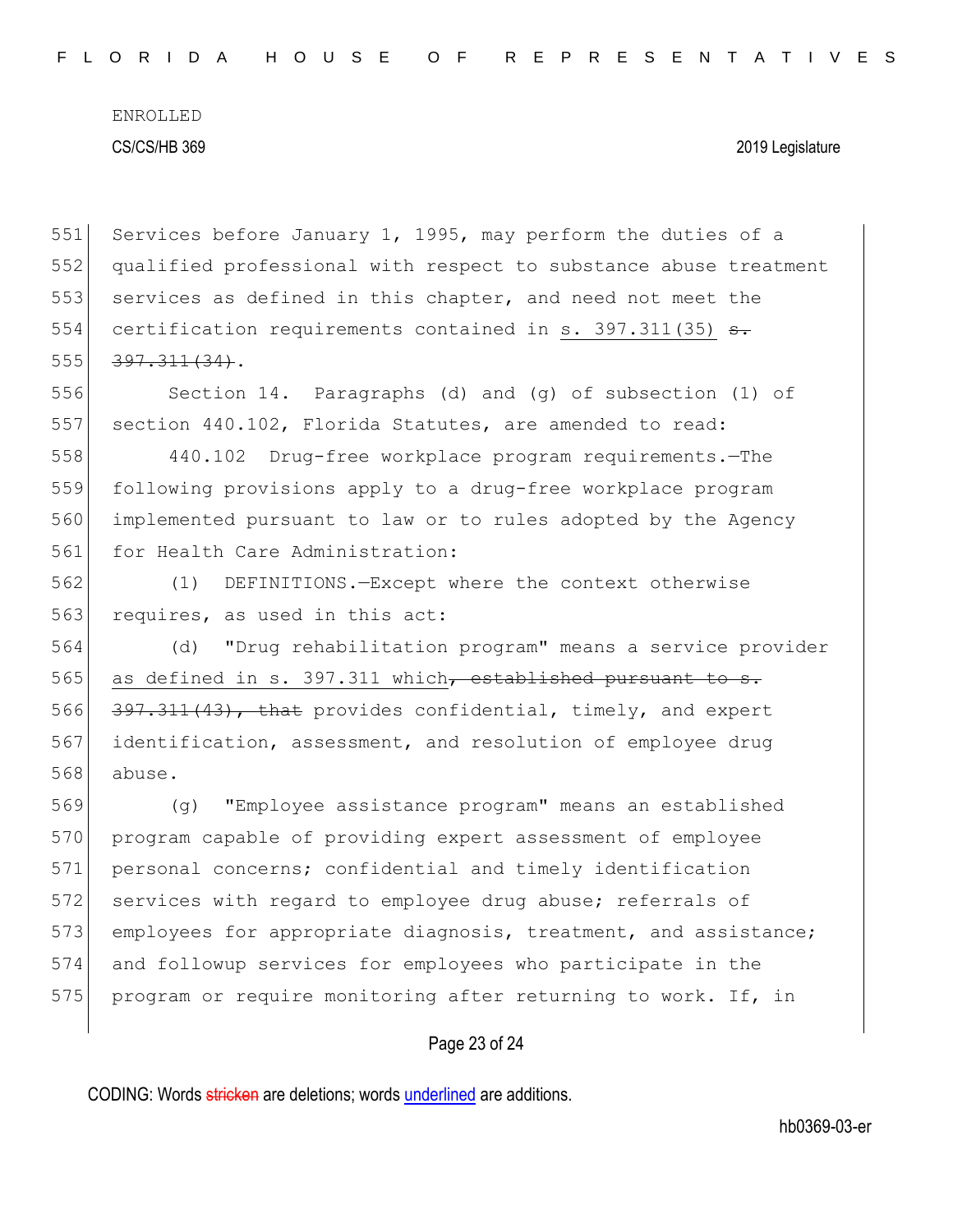Services before January 1, 1995, may perform the duties of a qualified professional with respect to substance abuse treatment services as defined in this chapter, and need not meet the certification requirements contained in <u>s. 397.311(35)</u> ~~s. 397.311(34)~~.

Section 14. Paragraphs (d) and (g) of subsection (1) of section 440.102, Florida Statutes, are amended to read:

440.102 Drug-free workplace program requirements.—The following provisions apply to a drug-free workplace program implemented pursuant to law or to rules adopted by the Agency for Health Care Administration:

(1) DEFINITIONS.—Except where the context otherwise requires, as used in this act:

(d) "Drug rehabilitation program" means a service provider <u>as defined in s. 397.311 which</u>~~, established pursuant to s. 397.311(43), that~~ provides confidential, timely, and expert identification, assessment, and resolution of employee drug abuse.

(g) "Employee assistance program" means an established program capable of providing expert assessment of employee personal concerns; confidential and timely identification services with regard to employee drug abuse; referrals of employees for appropriate diagnosis, treatment, and assistance; and followup services for employees who participate in the program or require monitoring after returning to work. If, in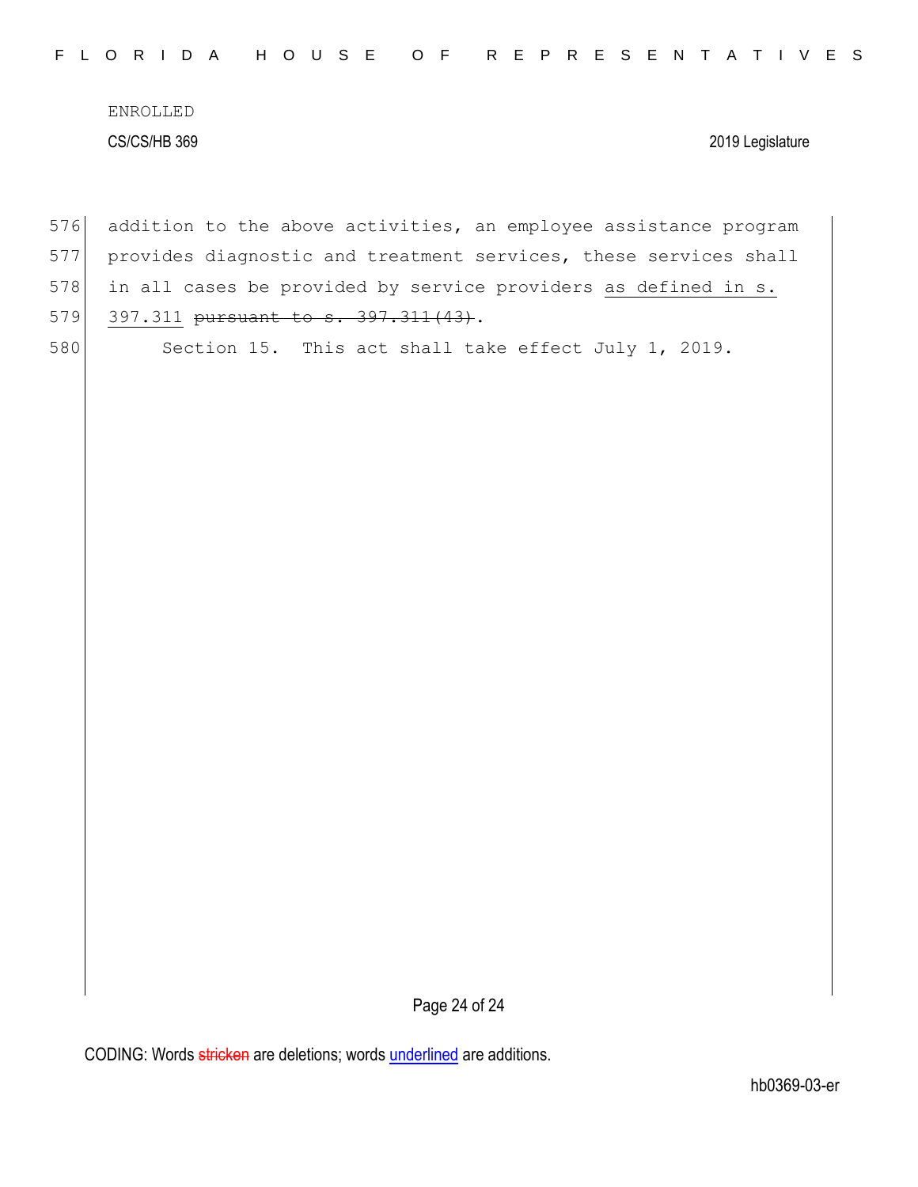576 addition to the above activities, an employee assistance program
577 provides diagnostic and treatment services, these services shall
578 in all cases be provided by service providers <u>as defined in s.</u>
579 <u>397.311</u> ~~pursuant to s. 397.311(43)~~.

580 Section 15. This act shall take effect July 1, 2019.

CODING: Words ~~stricken~~ are deletions; words <u>underlined</u> are additions.